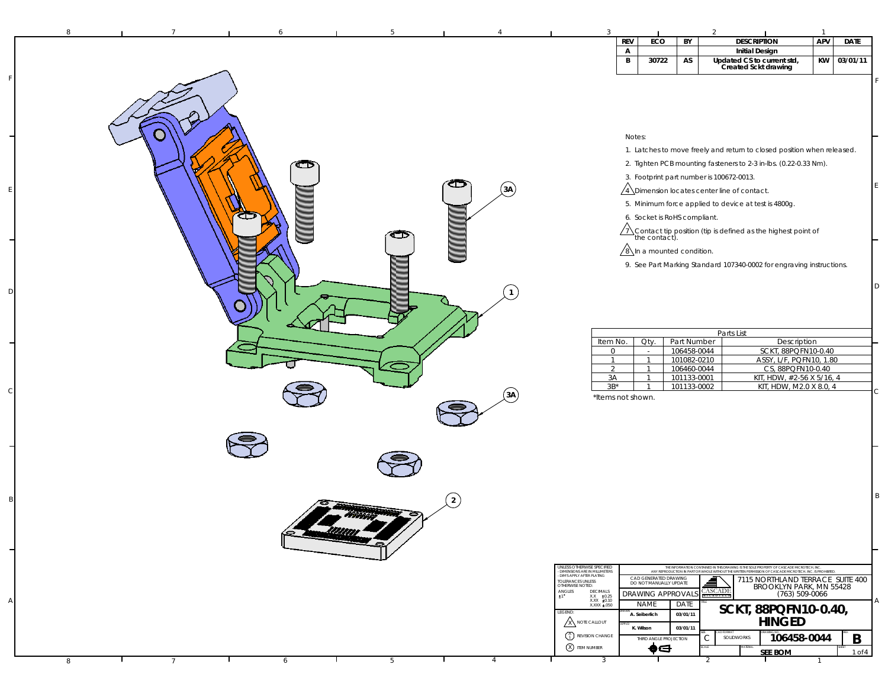| REV | ECO | BY | DESCRIPTION | APV | DATE |
|---|---|---|---|---|---|
| A | | | Initial Design | | |
| B | 30722 | AS | Updated CS to current std, Created Sckt drawing | KW | 03/01/11 |

Notes:

1. Latches to move freely and return to closed position when released.
2. Tighten PCB mounting fasteners to 2-3 in-lbs. (0.22-0.33 Nm).
3. Footprint part number is 100672-0013.
4. Dimension locates center line of contact.
5. Minimum force applied to device at test is 4800g.
6. Socket is RoHS compliant.
7. Contact tip position (tip is defined as the highest point of the contact).
8. In a mounted condition.
9. See Part Marking Standard 107340-0002 for engraving instructions.

Parts List

| Item No. | Qty. | Part Number | Description |
|---|---|---|---|
| 0 | - | 106458-0044 | SCKT, 88PQFN10-0.40 |
| 1 | 1 | 101082-0210 | ASSY, L/F, PQFN10, 1.80 |
| 2 | 1 | 106460-0044 | CS, 88PQFN10-0.40 |
| 3A | 1 | 101133-0001 | KIT, HDW, #2-56 X 5/16, 4 |
| 3B* | 1 | 101133-0002 | KIT, HDW, M2.0 X 8.0, 4 |

*Items not shown.

3A

1

3A

2

UNLESS OTHERWISE SPECIFIED
- DIMENSIONS ARE IN MILLIMETERS
- DIM'S APPLY AFTER PLATING
TOLERANCES UNLESS OTHERWISE NOTED:
ANGLES ±1°
DECIMALS X.X ±0.25, X.XX ±0.10, X.XXX ±.050

LEGEND:
NOTE CALLOUT
REVISION CHANGE
ITEM NUMBER

THE INFORMATION CONTAINED IN THIS DRAWING IS THE SOLE PROPERTY OF CASCADE MICROTECH, INC. ANY REPRODUCTION IN PART OR WHOLE WITHOUT THE WRITTEN PERMISSION OF CASCADE MICROTECH, INC. IS PROHIBITED.

CAD GENERATED DRAWING DO NOT MANUALLY UPDATE

CASCADE MICROTECH

7115 NORTHLAND TERRACE SUITE 400
BROOKLYN PARK, MN 55428
(763) 509-0066

| DRAWING APPROVALS | NAME | DATE |
|---|---|---|
| DRAWN | A. Seiberlich | 03/01/11 |
| APPVD | K. Wilson | 03/01/11 |

THIRD ANGLE PROJECTION

TITLE: SCKT, 88PQFN10-0.40, HINGED

SIZE: C
CAD FORMAT: SOLIDWORKS
DRAWING NO: 106458-0044
REV: B
SCALE:
MATERIAL: SEE BOM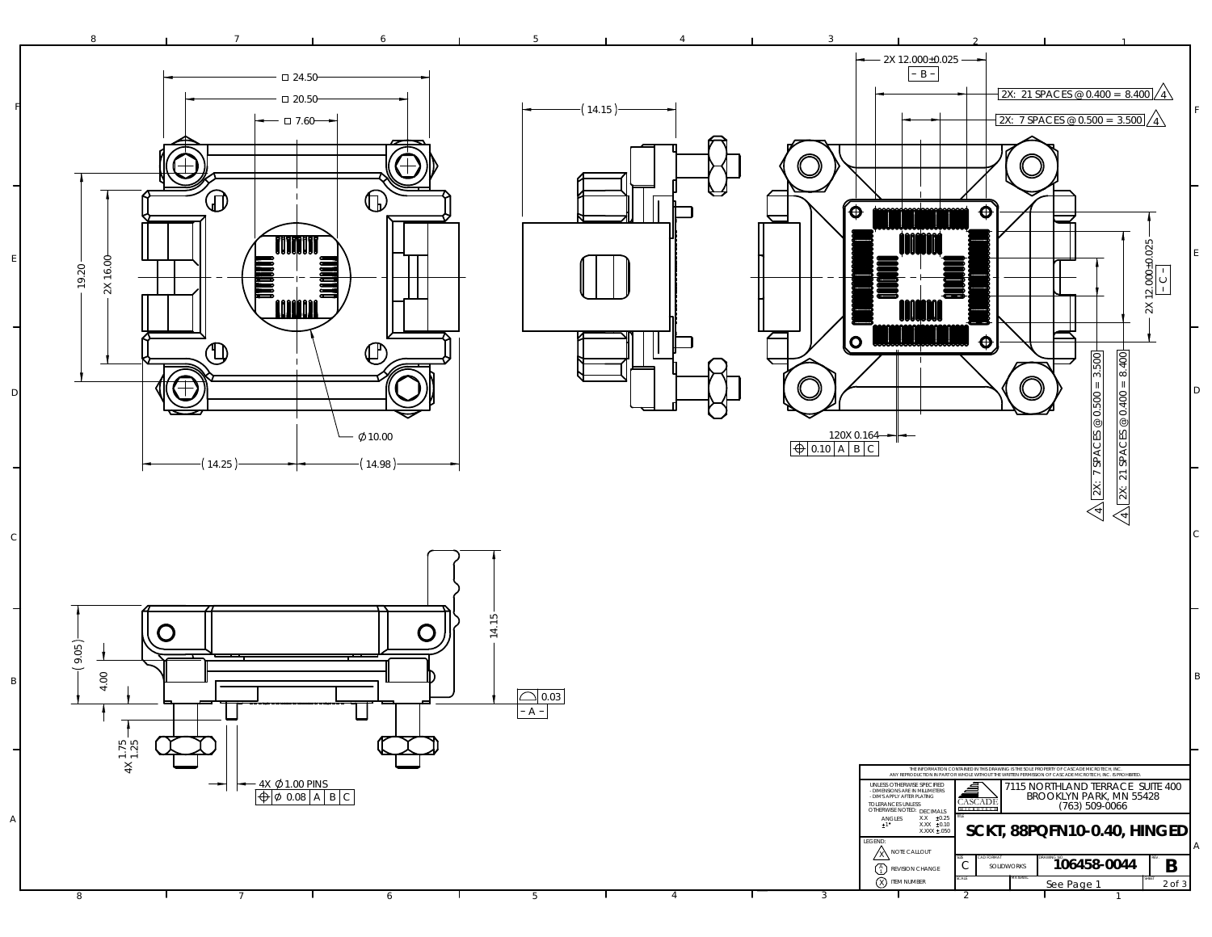□ 24.50

□ 20.50

□ 7.60

19.20

2X 16.00

∅10.00

(14.25)

(14.98)

(14.15)

2X 12.000±0.025

– B –

2X: 21 SPACES @ 0.400 = 8.400 ⚠4

2X: 7 SPACES @ 0.500 = 3.500 ⚠4

2X 12.000±0.025

– C –

2X: 7 SPACES @ 0.500 = 3.500 ⚠4

2X: 21 SPACES @ 0.400 = 8.400 ⚠4

120X 0.164

| ⌖ | 0.10 | A | B | C |
|---|---|---|---|---|

(9.05)

4.00

14.15

⌓ 0.03

– A –

4X 1.75

1.25

4X ∅1.00 PINS

| ⌖ | ∅ 0.08 | A | B | C |
|---|---|---|---|---|

THE INFORMATION CONTAINED IN THIS DRAWING IS THE SOLE PROPERTY OF CASCADE MICROTECH, INC. ANY REPRODUCTION IN PART OR WHOLE WITHOUT THE WRITTEN PERMISSION OF CASCADE MICROTECH, INC. IS PROHIBITED.

UNLESS OTHERWISE SPECIFIED
- DIMENSIONS ARE IN MILLIMETERS
- DIM'S APPLY AFTER PLATING

TOLERANCES UNLESS OTHERWISE NOTED: DECIMALS

| ANGLES | X.X | ±0.25 |
|---|---|---|
| ±1° | X.XX | ±0.10 |
| | X.XXX | ±.050 |

CASCADE MICROTECH

7115 NORTHLAND TERRACE SUITE 400
BROOKLYN PARK, MN 55428
(763) 509-0066

TITLE: SCKT, 88PQFN10-0.40, HINGED

LEGEND:
- ⚠X NOTE CALLOUT
- Ⓧ REVISION CHANGE
- Ⓧ ITEM NUMBER

| SIZE | CAD FORMAT | DRAWING NO. | REV. |
|---|---|---|---|
| C | SOLIDWORKS | 106458-0044 | B |

SCALE: See Page 1

SHEET 2 of 3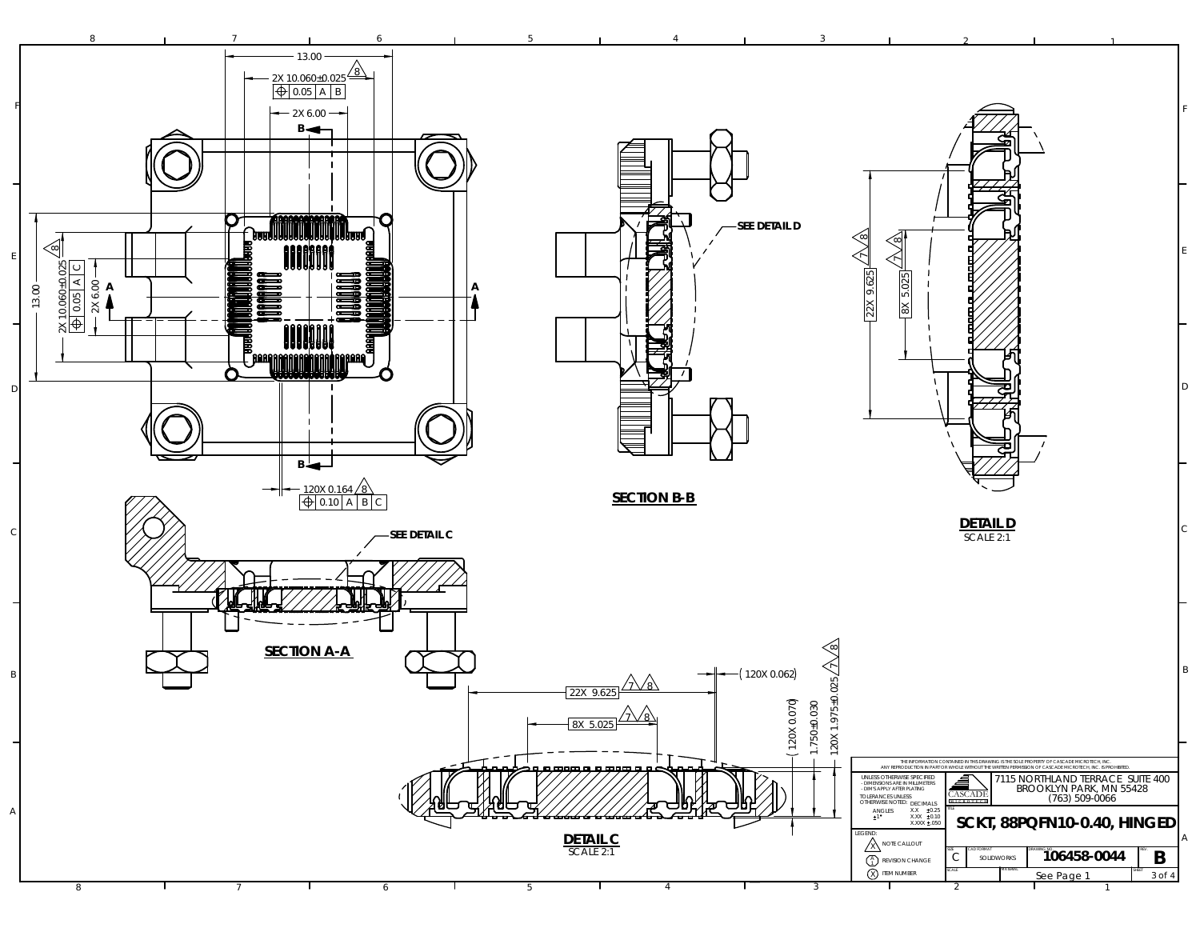13.00

2X 10.060±0.025 8

⌖ 0.05 | A | B

2X 6.00

B

8

2X 10.060±0.025

⌖ 0.05 | A | C

2X 6.00

13.00

A

A

B

120X 0.164 8

⌖ 0.10 | A | B | C

SEE DETAIL D

SECTION B-B

7 8

7 8

22X 9.625

8X 5.025

DETAIL D
SCALE 2:1

SEE DETAIL C

SECTION A-A

(120X 0.062)

22X 9.625 7 8

8X 5.025 7 8

(120X 0.070)

1.750±0.030

120X 1.975±0.025 7 8

DETAIL C
SCALE 2:1

THE INFORMATION CONTAINED IN THIS DRAWING IS THE SOLE PROPERTY OF CASCADE MICROTECH, INC. ANY REPRODUCTION IN PART OR WHOLE WITHOUT THE WRITTEN PERMISSION OF CASCADE MICROTECH, INC. IS PROHIBITED.

| | | | |
|---|---|---|---|
| UNLESS OTHERWISE SPECIFIED - DIMENSIONS ARE IN MILLIMETERS - DIM'S APPLY AFTER PLATING. TOLERANCES UNLESS OTHERWISE NOTED: ANGLES ±1° DECIMALS X.X ±0.25 X.XX ±0.10 X.XXX ±.050 | CASCADE MICROTECH | 7115 NORTHLAND TERRACE SUITE 400 BROOKLYN PARK, MN 55428 (763) 509-0066 | |
| LEGEND: X NOTE CALLOUT; X REVISION CHANGE; X ITEM NUMBER | TITLE | SCKT, 88PQFN10-0.40, HINGED | |
| | SIZE C | CAD FORMAT SOLIDWORKS | DRAWING NO. 106458-0044 | REV. B |
| | SCALE | MATERIAL See Page 1 | SHEET 3 of 4 |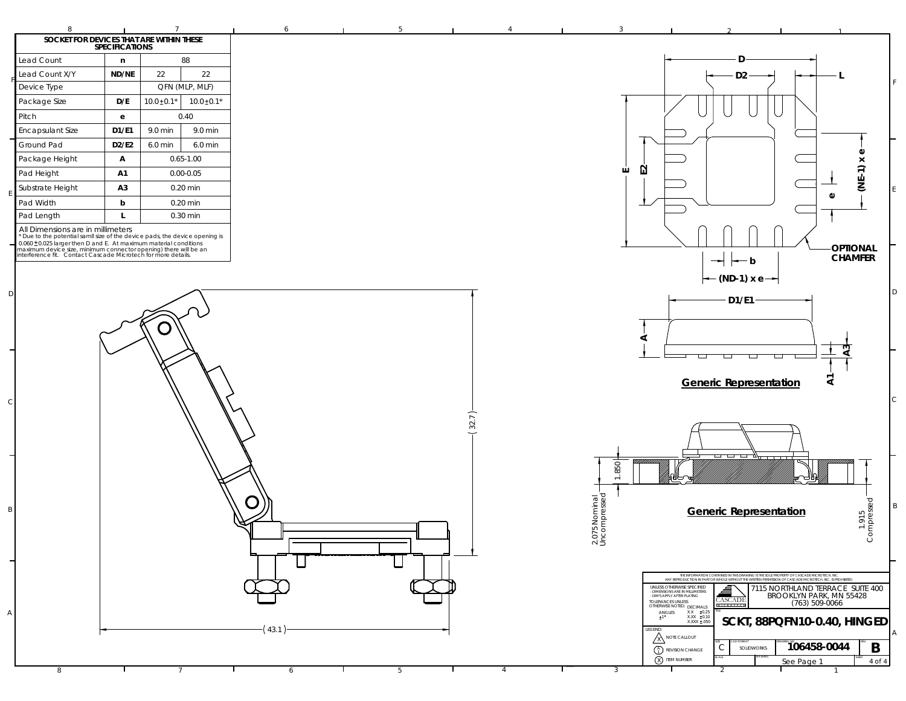| SOCKET FOR DEVICES THAT ARE WITHIN THESE SPECIFICATIONS | | | |
|---|---|---|---|
| Lead Count | n | 88 | |
| Lead Count X/Y | ND/NE | 22 | 22 |
| Device Type | | QFN (MLP, MLF) | |
| Package Size | D/E | 10.0±0.1* | 10.0±0.1* |
| Pitch | e | 0.40 | |
| Encapsulant Size | D1/E1 | 9.0 min | 9.0 min |
| Ground Pad | D2/E2 | 6.0 min | 6.0 min |
| Package Height | A | 0.65-1.00 | |
| Pad Height | A1 | 0.00-0.05 | |
| Substrate Height | A3 | 0.20 min | |
| Pad Width | b | 0.20 min | |
| Pad Length | L | 0.30 min | |

All Dimensions are in millimeters
* Due to the potential samll size of the device pads, the device opening is 0.060±0.025 larger then D and E. At maximum material conditions maximum device size, minimum connector opening) there will be an interference fit. Contact Cascade Microtech for more details.

D
D2
L
E
E2
(NE-1) x e
e
OPTIONAL CHAMFER
b
(ND-1) x e
D1/E1
A
A3
A1

Generic Representation

1.850
2.075 Nominal Uncompressed
1.915 Compressed

Generic Representation

(32.7)
(43.1)

THE INFORMATION CONTAINED IN THIS DRAWING IS THE SOLE PROPERTY OF CASCADE MICROTECH, INC. ANY REPRODUCTION IN PART OR WHOLE WITHOUT THE WRITTEN PERMISSION OF CASCADE MICROTECH, INC. IS PROHIBITED.

UNLESS OTHERWISE SPECIFIED
- DIMENSIONS ARE IN MILLIMETERS
- DIM'S APPLY AFTER PLATING
TOLERANCES UNLESS OTHERWISE NOTED:
ANGLES ±1°
DECIMALS X.X ±0.25, X.XX ±0.10, X.XXX ±.050

CASCADE MICROTECH
7115 NORTHLAND TERRACE SUITE 400
BROOKLYN PARK, MN 55428
(763) 509-0066

TITLE: SCKT, 88PQFN10-0.40, HINGED

LEGEND:
X NOTE CALLOUT
X REVISION CHANGE
X ITEM NUMBER

SIZE: C | CAD FORMAT: SOLIDWORKS | DRAWING NO: 106458-0044 | REV: B
SCALE: | MATERIAL: See Page 1 | SHEET: 4 of 4